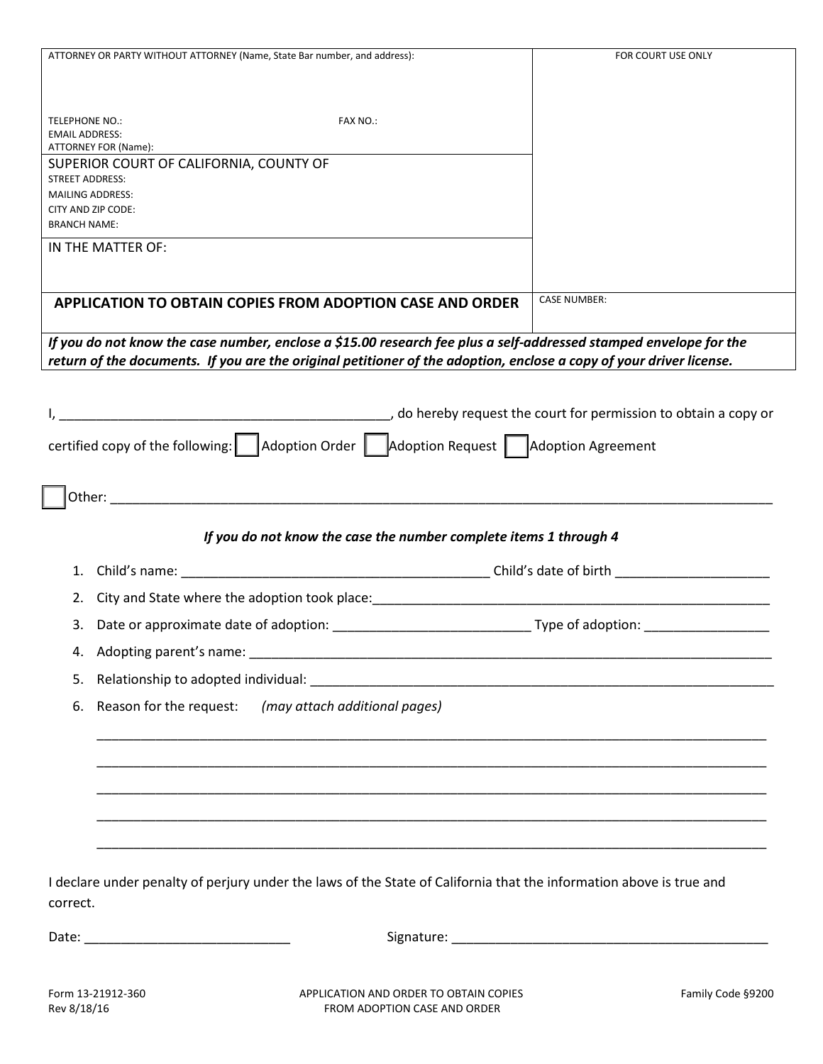| ATTORNEY OR PARTY WITHOUT ATTORNEY (Name, State Bar number, and address): TELEPHONE NO.: FAX NO.: EMAIL ADDRESS: ATTORNEY FOR (Name): | FOR COURT USE ONLY |
|---|---|
| SUPERIOR COURT OF CALIFORNIA, COUNTY OF STREET ADDRESS: MAILING ADDRESS: CITY AND ZIP CODE: BRANCH NAME: | |
| IN THE MATTER OF: | |
| **APPLICATION TO OBTAIN COPIES FROM ADOPTION CASE AND ORDER** | CASE NUMBER: |

***If you do not know the case number, enclose a $15.00 research fee plus a self-addressed stamped envelope for the return of the documents. If you are the original petitioner of the adoption, enclose a copy of your driver license.***

I, _____________________________________________, do hereby request the court for permission to obtain a copy or certified copy of the following: ☐ Adoption Order ☐ Adoption Request ☐ Adoption Agreement

☐ Other: ______________________________________________________________________________________

***If you do not know the case the number complete items 1 through 4***

1. Child's name: _________________________________________ Child's date of birth _____________________
2. City and State where the adoption took place:_________________________________________________________
3. Date or approximate date of adoption: __________________________ Type of adoption: ________________
4. Adopting parent's name: ____________________________________________________________________________
5. Relationship to adopted individual: ________________________________________________________________
6. Reason for the request: *(may attach additional pages)*

   _____________________________________________________________________________________________

   _____________________________________________________________________________________________

   _____________________________________________________________________________________________

   _____________________________________________________________________________________________

   _____________________________________________________________________________________________

I declare under penalty of perjury under the laws of the State of California that the information above is true and correct.

Date: ___________________________ Signature: ___________________________________________

Form 13-21912-360
Rev 8/18/16

APPLICATION AND ORDER TO OBTAIN COPIES FROM ADOPTION CASE AND ORDER

Family Code §9200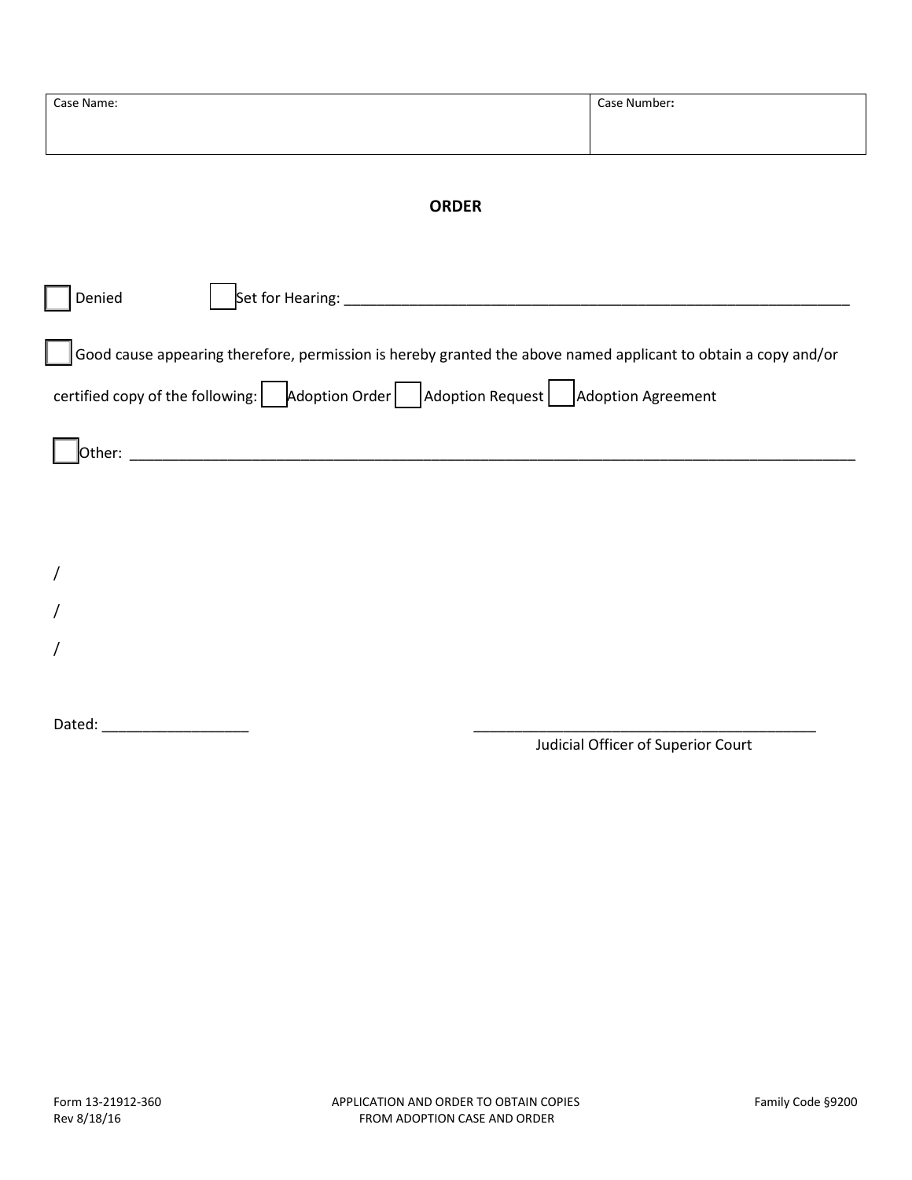| Case Name: | Case Number: |
| --- | --- |
| | |

## ORDER

☐ Denied ☐ Set for Hearing: _______________________________________________________________

☐ Good cause appearing therefore, permission is hereby granted the above named applicant to obtain a copy and/or certified copy of the following: ☐ Adoption Order ☐ Adoption Request ☐ Adoption Agreement

☐ Other: ___________________________________________________________________________________________

/

/

/

Dated: __________________ ____________________________________________
Judicial Officer of Superior Court

Form 13-21912-360
Rev 8/18/16

APPLICATION AND ORDER TO OBTAIN COPIES FROM ADOPTION CASE AND ORDER

Family Code §9200